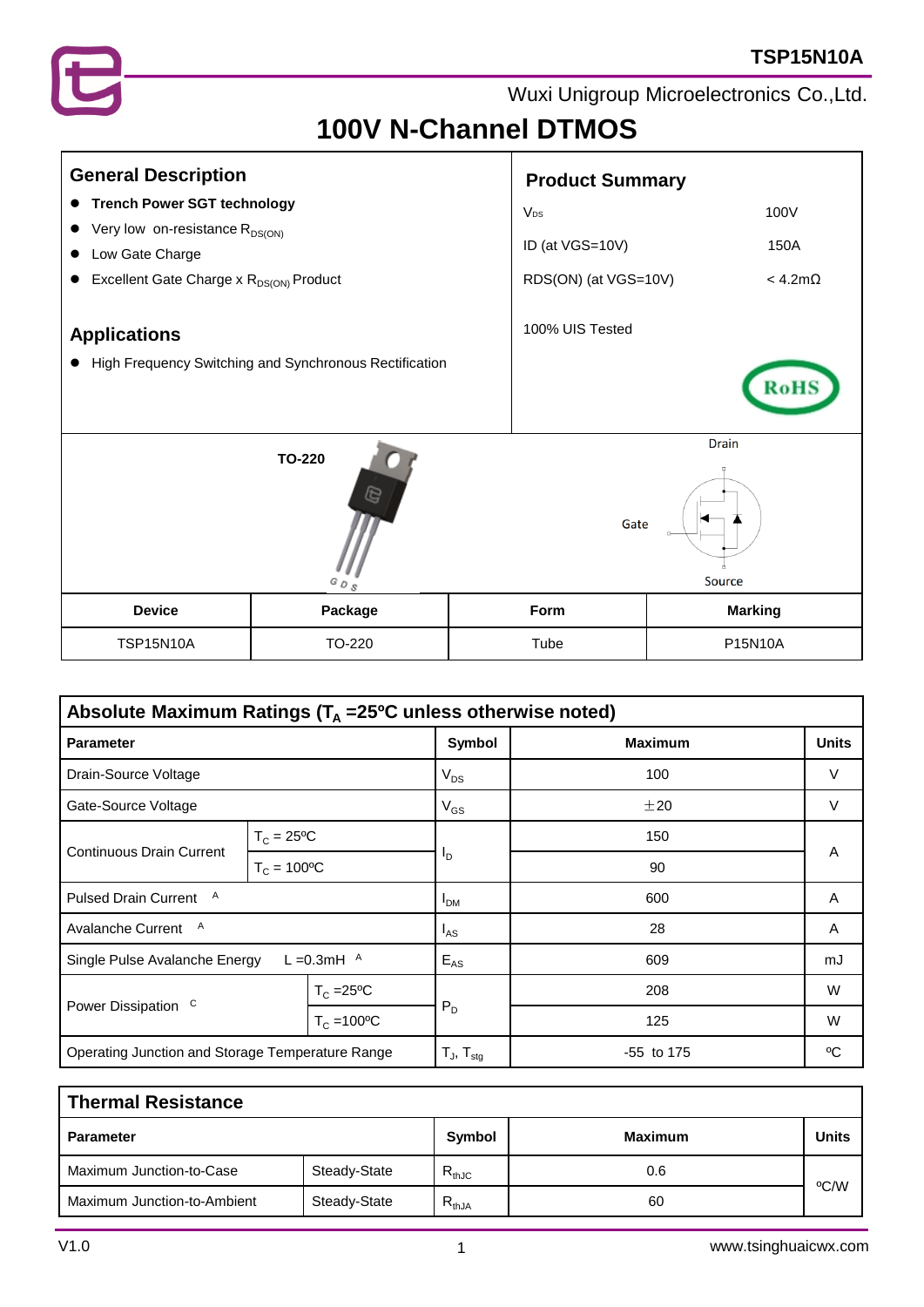TSP15N10A

Wuxi Unigroup Microelectronics Co.,Ltd.

# 100V N-Channel DTMOS

## General Description

- **Trench Power SGT technology**
- Very low on-resistance $R_{DS(ON)}$
- Low Gate Charge
- Excellent Gate Charge x $R_{DS(ON)}$ Product

## Applications

- High Frequency Switching and Synchronous Rectification

## Product Summary

| | |
|---|---|
| $V_{DS}$ | 100V |
| ID (at VGS=10V) | 150A |
| RDS(ON) (at VGS=10V) | < 4.2mΩ |

100% UIS Tested

RoHS

TO-220

G D S

Drain

Gate

Source

| Device | Package | Form | Marking |
|---|---|---|---|
| TSP15N10A | TO-220 | Tube | P15N10A |

## Absolute Maximum Ratings ($T_A$ =25ºC unless otherwise noted)

| Parameter | | Symbol | Maximum | Units |
|---|---|---|---|---|
| Drain-Source Voltage | | $V_{DS}$ | 100 | V |
| Gate-Source Voltage | | $V_{GS}$ | ±20 | V |
| Continuous Drain Current | $T_C$ = 25ºC | $I_D$ | 150 | A |
| | $T_C$ = 100ºC | | 90 | |
| Pulsed Drain Current A | | $I_{DM}$ | 600 | A |
| Avalanche Current A | | $I_{AS}$ | 28 | A |
| Single Pulse Avalanche Energy | L =0.3mH A | $E_{AS}$ | 609 | mJ |
| Power Dissipation C | $T_C$ =25ºC | $P_D$ | 208 | W |
| | $T_C$ =100ºC | | 125 | W |
| Operating Junction and Storage Temperature Range | | $T_J$, $T_{stg}$ | -55 to 175 | ºC |

## Thermal Resistance

| Parameter | | Symbol | Maximum | Units |
|---|---|---|---|---|
| Maximum Junction-to-Case | Steady-State | $R_{thJC}$ | 0.6 | ºC/W |
| Maximum Junction-to-Ambient | Steady-State | $R_{thJA}$ | 60 | |

V1.0 www.tsinghuaicwx.com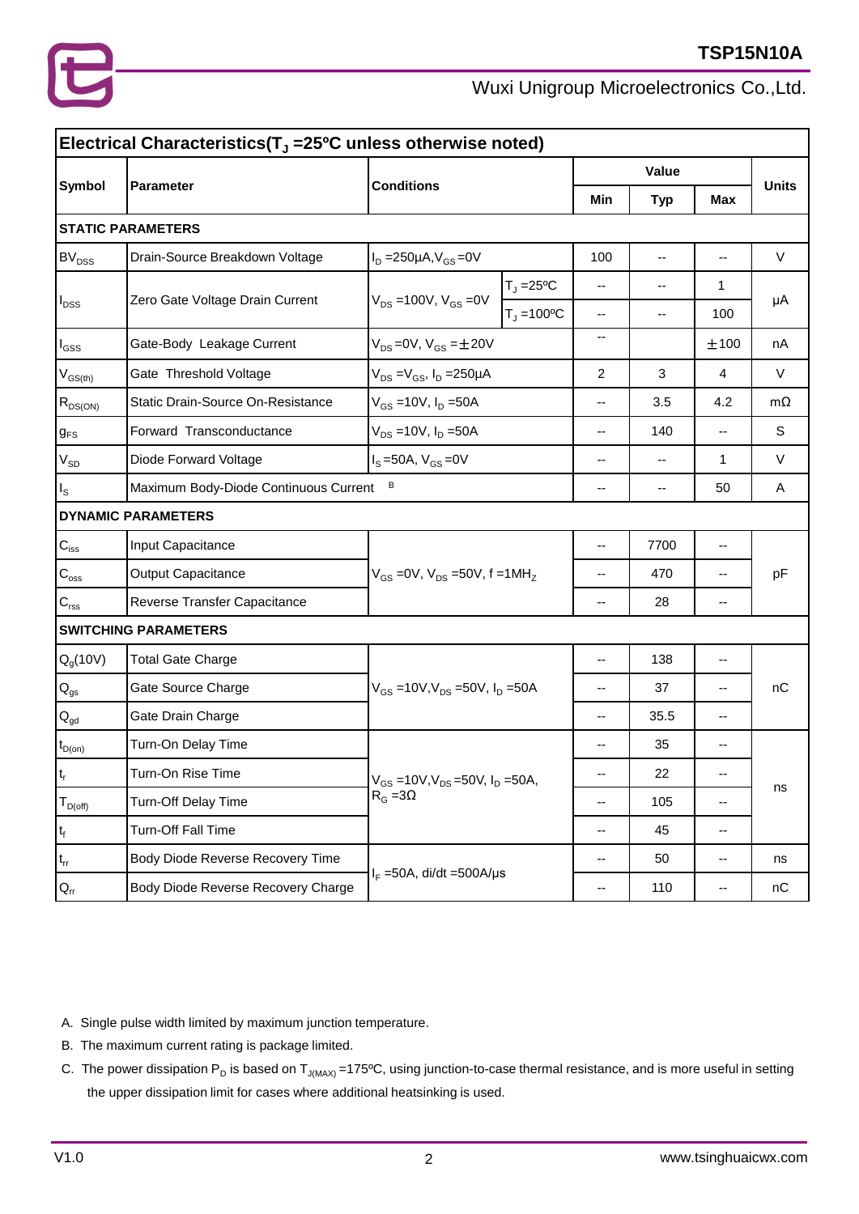## Electrical Characteristics($T_J$ =25ºC unless otherwise noted)

| Symbol | Parameter | Conditions | | Value | | | Units |
|---|---|---|---|---|---|---|---|
| | | | | Min | Typ | Max | |
| **STATIC PARAMETERS** | | | | | | | |
| $BV_{DSS}$ | Drain-Source Breakdown Voltage | $I_D$ =250μA,$V_{GS}$=0V | | 100 | -- | -- | V |
| $I_{DSS}$ | Zero Gate Voltage Drain Current | $V_{DS}$ =100V, $V_{GS}$ =0V | $T_J$ =25ºC | -- | -- | 1 | μA |
| | | | $T_J$ =100ºC | -- | -- | 100 | |
| $I_{GSS}$ | Gate-Body Leakage Current | $V_{DS}$=0V, $V_{GS}$ =±20V | | -- | | ±100 | nA |
| $V_{GS(th)}$ | Gate Threshold Voltage | $V_{DS}$ =$V_{GS}$, $I_D$ =250μA | | 2 | 3 | 4 | V |
| $R_{DS(ON)}$ | Static Drain-Source On-Resistance | $V_{GS}$ =10V, $I_D$ =50A | | -- | 3.5 | 4.2 | mΩ |
| $g_{FS}$ | Forward Transconductance | $V_{DS}$ =10V, $I_D$ =50A | | -- | 140 | -- | S |
| $V_{SD}$ | Diode Forward Voltage | $I_S$=50A, $V_{GS}$=0V | | -- | -- | 1 | V |
| $I_S$ | Maximum Body-Diode Continuous Current [B] | | | -- | -- | 50 | A |
| **DYNAMIC PARAMETERS** | | | | | | | |
| $C_{iss}$ | Input Capacitance | $V_{GS}$ =0V, $V_{DS}$ =50V, f =1MHz | | -- | 7700 | -- | pF |
| $C_{oss}$ | Output Capacitance | | | -- | 470 | -- | |
| $C_{rss}$ | Reverse Transfer Capacitance | | | -- | 28 | -- | |
| **SWITCHING PARAMETERS** | | | | | | | |
| $Q_g$(10V) | Total Gate Charge | $V_{GS}$ =10V,$V_{DS}$ =50V, $I_D$ =50A | | -- | 138 | -- | nC |
| $Q_{gs}$ | Gate Source Charge | | | -- | 37 | -- | |
| $Q_{gd}$ | Gate Drain Charge | | | -- | 35.5 | -- | |
| $t_{D(on)}$ | Turn-On Delay Time | $V_{GS}$ =10V,$V_{DS}$ =50V, $I_D$ =50A, $R_G$ =3Ω | | -- | 35 | -- | ns |
| $t_r$ | Turn-On Rise Time | | | -- | 22 | -- | |
| $T_{D(off)}$ | Turn-Off Delay Time | | | -- | 105 | -- | |
| $t_f$ | Turn-Off Fall Time | | | -- | 45 | -- | |
| $t_{rr}$ | Body Diode Reverse Recovery Time | $I_F$ =50A, di/dt =500A/μs | | -- | 50 | -- | ns |
| $Q_{rr}$ | Body Diode Reverse Recovery Charge | | | -- | 110 | -- | nC |

A. Single pulse width limited by maximum junction temperature.

B. The maximum current rating is package limited.

C. The power dissipation $P_D$ is based on $T_{J(MAX)}$ =175ºC, using junction-to-case thermal resistance, and is more useful in setting the upper dissipation limit for cases where additional heatsinking is used.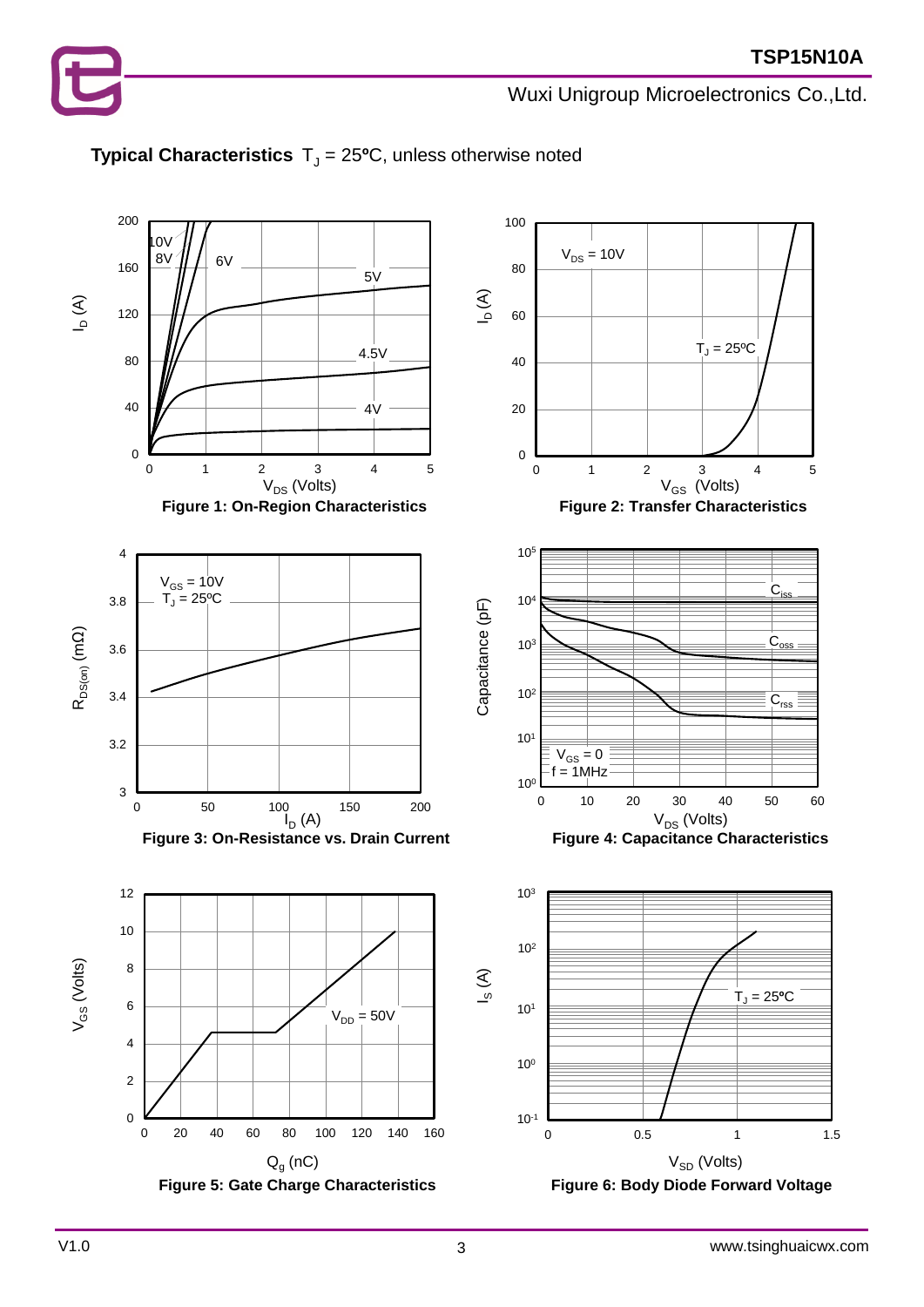**Typical Characteristics** $T_J$ = 25ºC, unless otherwise noted

**Figure 1: On-Region Characteristics**

**Figure 2: Transfer Characteristics**

**Figure 3: On-Resistance vs. Drain Current**

**Figure 4: Capacitance Characteristics**

**Figure 5: Gate Charge Characteristics**

**Figure 6: Body Diode Forward Voltage**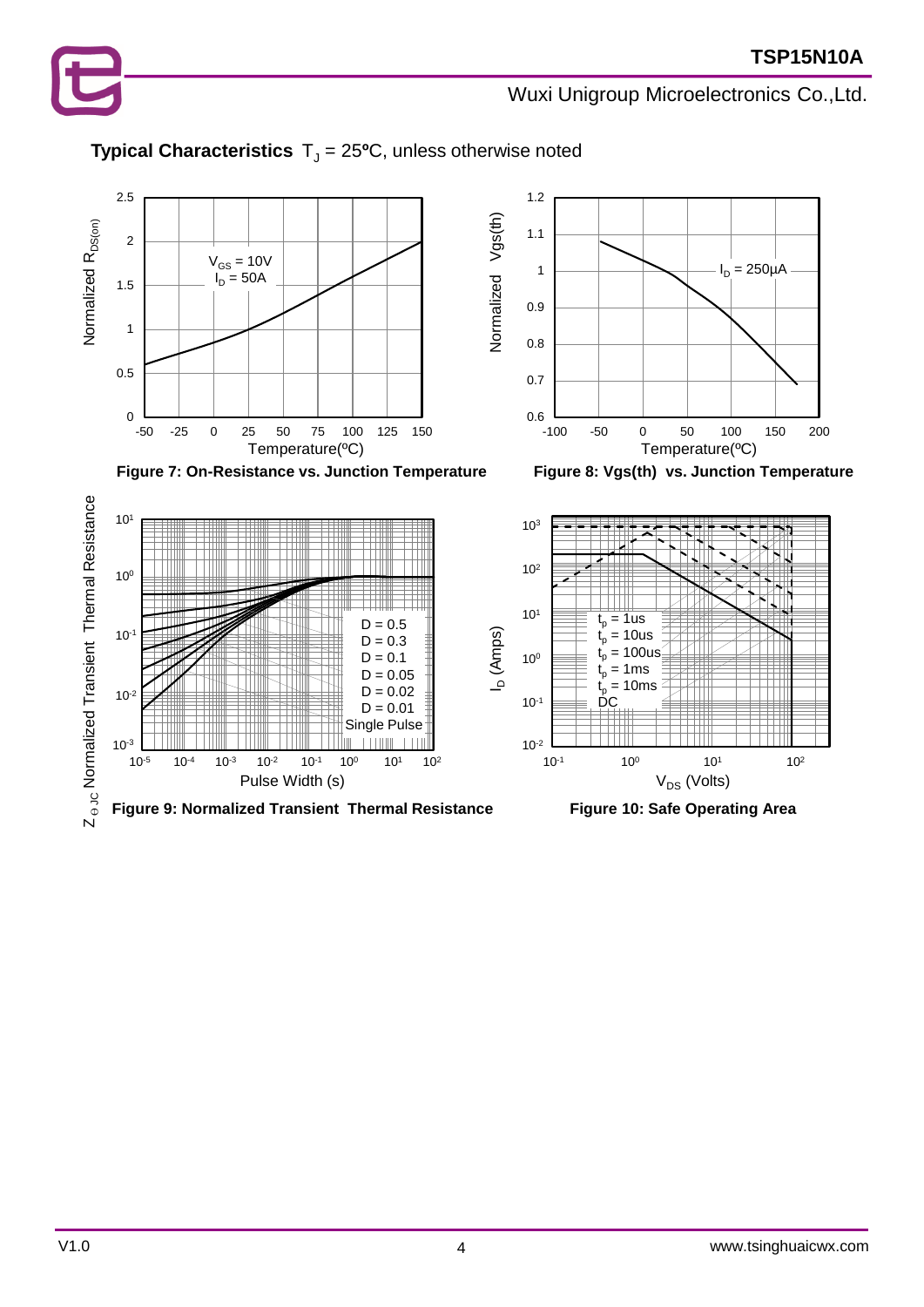**Typical Characteristics** $T_J$ = 25ºC, unless otherwise noted

**Figure 7: On-Resistance vs. Junction Temperature**

**Figure 8: Vgs(th) vs. Junction Temperature**

**Figure 9: Normalized Transient Thermal Resistance**

**Figure 10: Safe Operating Area**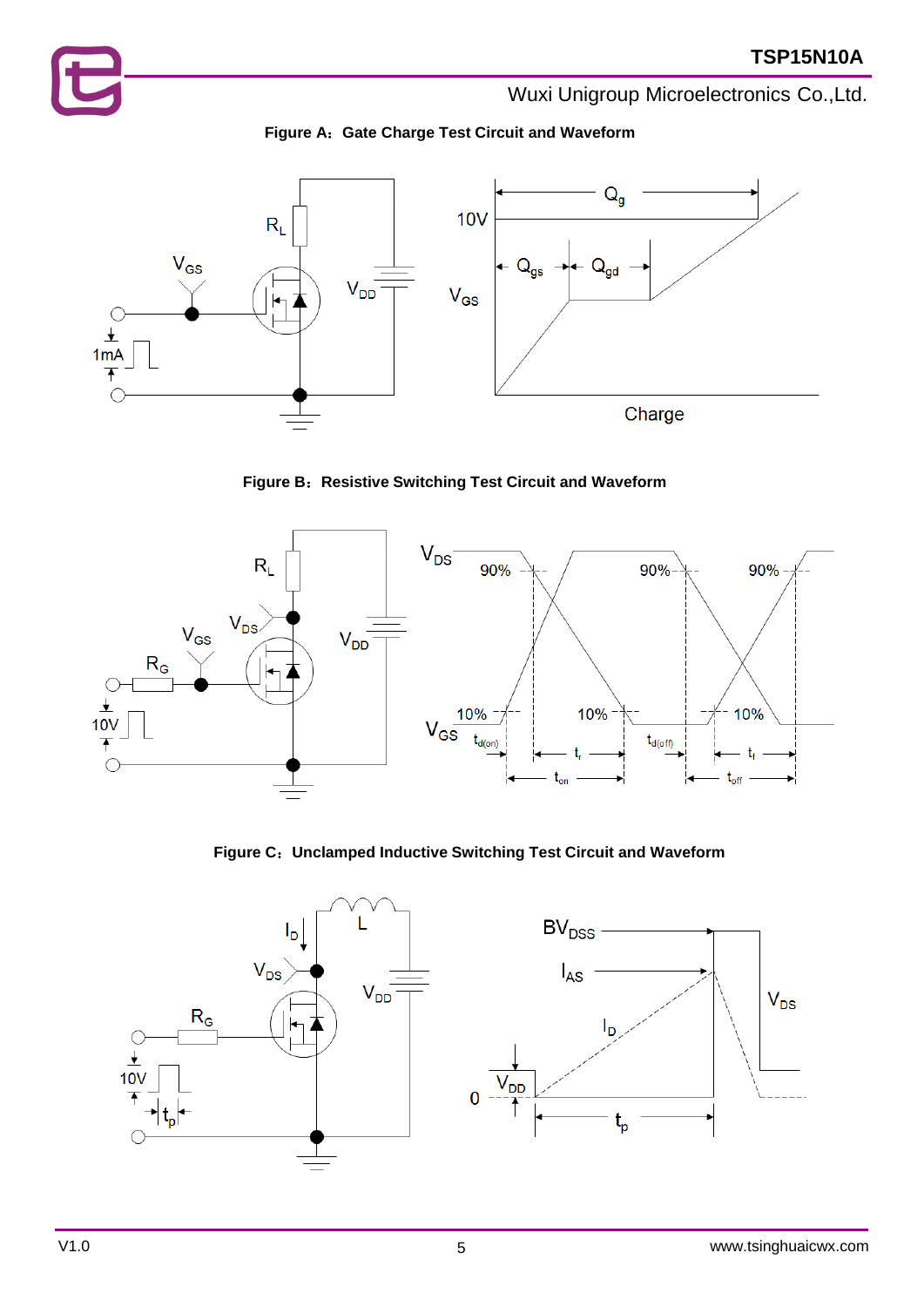**Figure A：Gate Charge Test Circuit and Waveform**

**Figure B：Resistive Switching Test Circuit and Waveform**

**Figure C：Unclamped Inductive Switching Test Circuit and Waveform**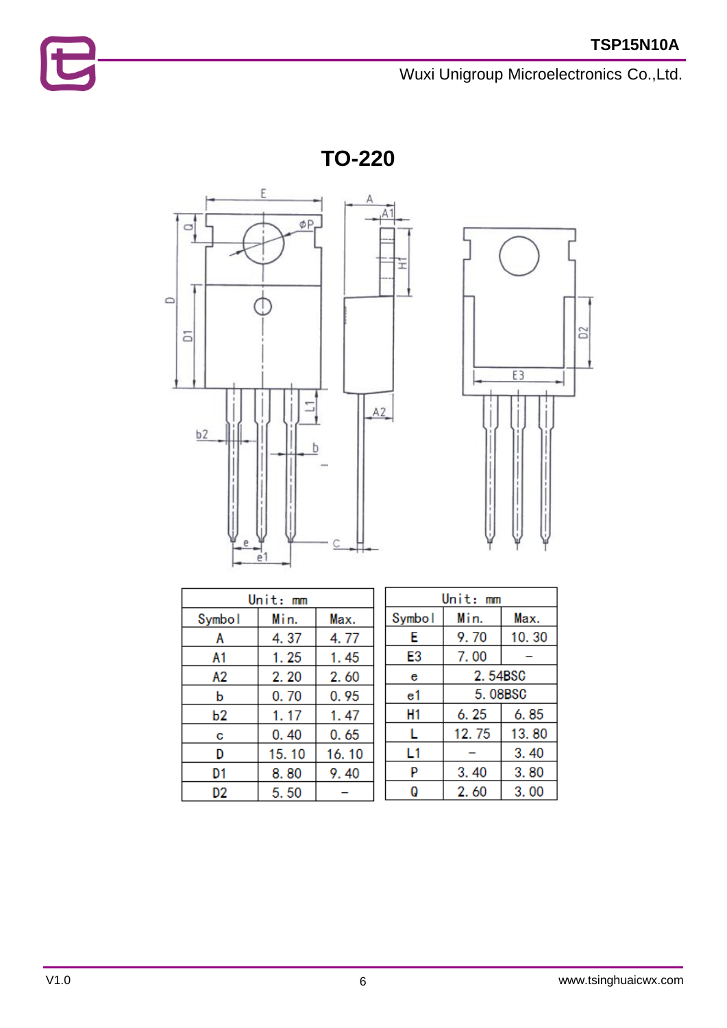# TO-220

| Unit: mm | | |
|---|---|---|
| Symbol | Min. | Max. |
| A | 4.37 | 4.77 |
| A1 | 1.25 | 1.45 |
| A2 | 2.20 | 2.60 |
| b | 0.70 | 0.95 |
| b2 | 1.17 | 1.47 |
| c | 0.40 | 0.65 |
| D | 15.10 | 16.10 |
| D1 | 8.80 | 9.40 |
| D2 | 5.50 | – |

| Unit: mm | | |
|---|---|---|
| Symbol | Min. | Max. |
| E | 9.70 | 10.30 |
| E3 | 7.00 | – |
| e | 2.54BSC | |
| e1 | 5.08BSC | |
| H1 | 6.25 | 6.85 |
| L | 12.75 | 13.80 |
| L1 | – | 3.40 |
| P | 3.40 | 3.80 |
| Q | 2.60 | 3.00 |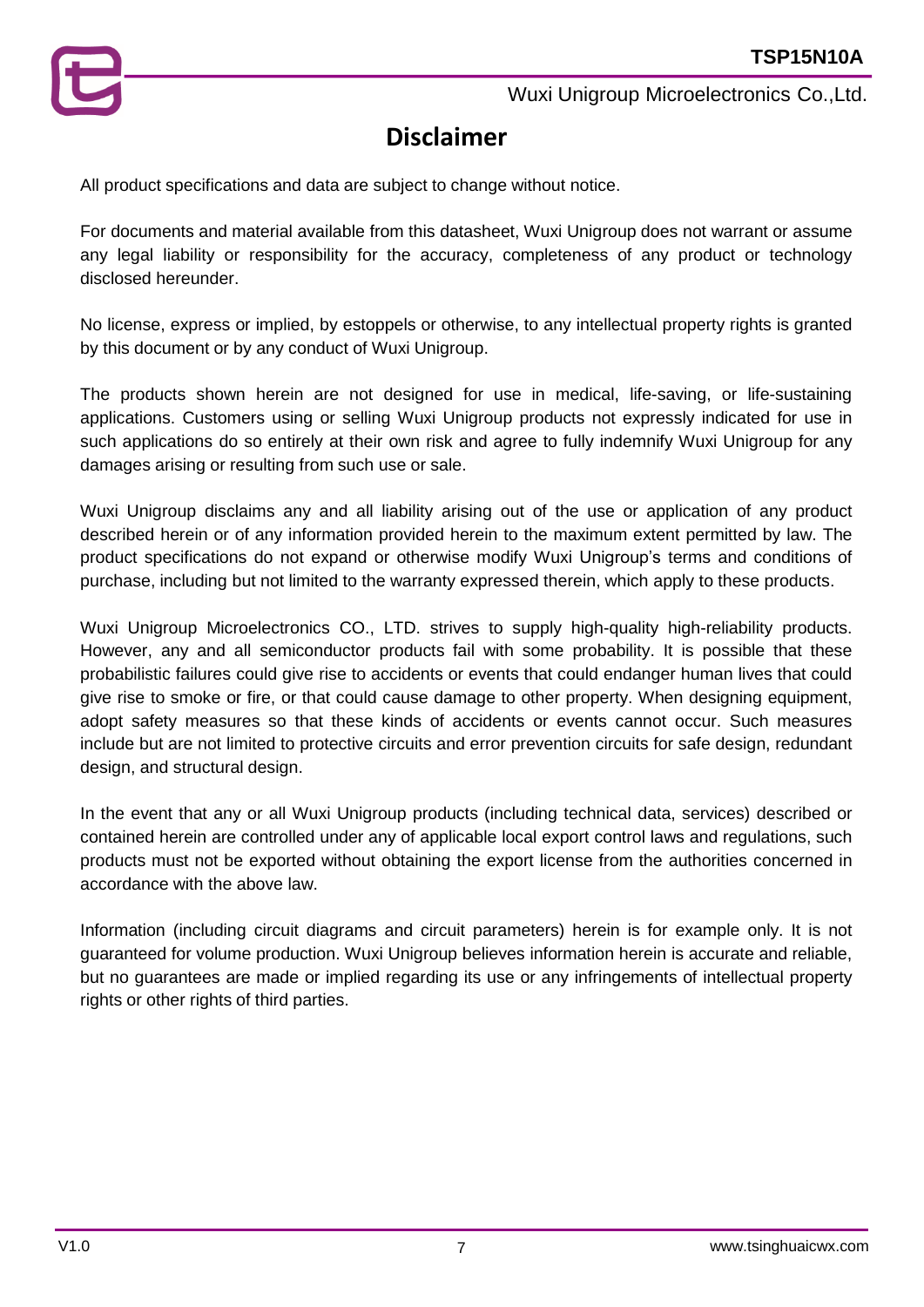# Disclaimer

All product specifications and data are subject to change without notice.

For documents and material available from this datasheet, Wuxi Unigroup does not warrant or assume any legal liability or responsibility for the accuracy, completeness of any product or technology disclosed hereunder.

No license, express or implied, by estoppels or otherwise, to any intellectual property rights is granted by this document or by any conduct of Wuxi Unigroup.

The products shown herein are not designed for use in medical, life-saving, or life-sustaining applications. Customers using or selling Wuxi Unigroup products not expressly indicated for use in such applications do so entirely at their own risk and agree to fully indemnify Wuxi Unigroup for any damages arising or resulting from such use or sale.

Wuxi Unigroup disclaims any and all liability arising out of the use or application of any product described herein or of any information provided herein to the maximum extent permitted by law. The product specifications do not expand or otherwise modify Wuxi Unigroup's terms and conditions of purchase, including but not limited to the warranty expressed therein, which apply to these products.

Wuxi Unigroup Microelectronics CO., LTD. strives to supply high-quality high-reliability products. However, any and all semiconductor products fail with some probability. It is possible that these probabilistic failures could give rise to accidents or events that could endanger human lives that could give rise to smoke or fire, or that could cause damage to other property. When designing equipment, adopt safety measures so that these kinds of accidents or events cannot occur. Such measures include but are not limited to protective circuits and error prevention circuits for safe design, redundant design, and structural design.

In the event that any or all Wuxi Unigroup products (including technical data, services) described or contained herein are controlled under any of applicable local export control laws and regulations, such products must not be exported without obtaining the export license from the authorities concerned in accordance with the above law.

Information (including circuit diagrams and circuit parameters) herein is for example only. It is not guaranteed for volume production. Wuxi Unigroup believes information herein is accurate and reliable, but no guarantees are made or implied regarding its use or any infringements of intellectual property rights or other rights of third parties.